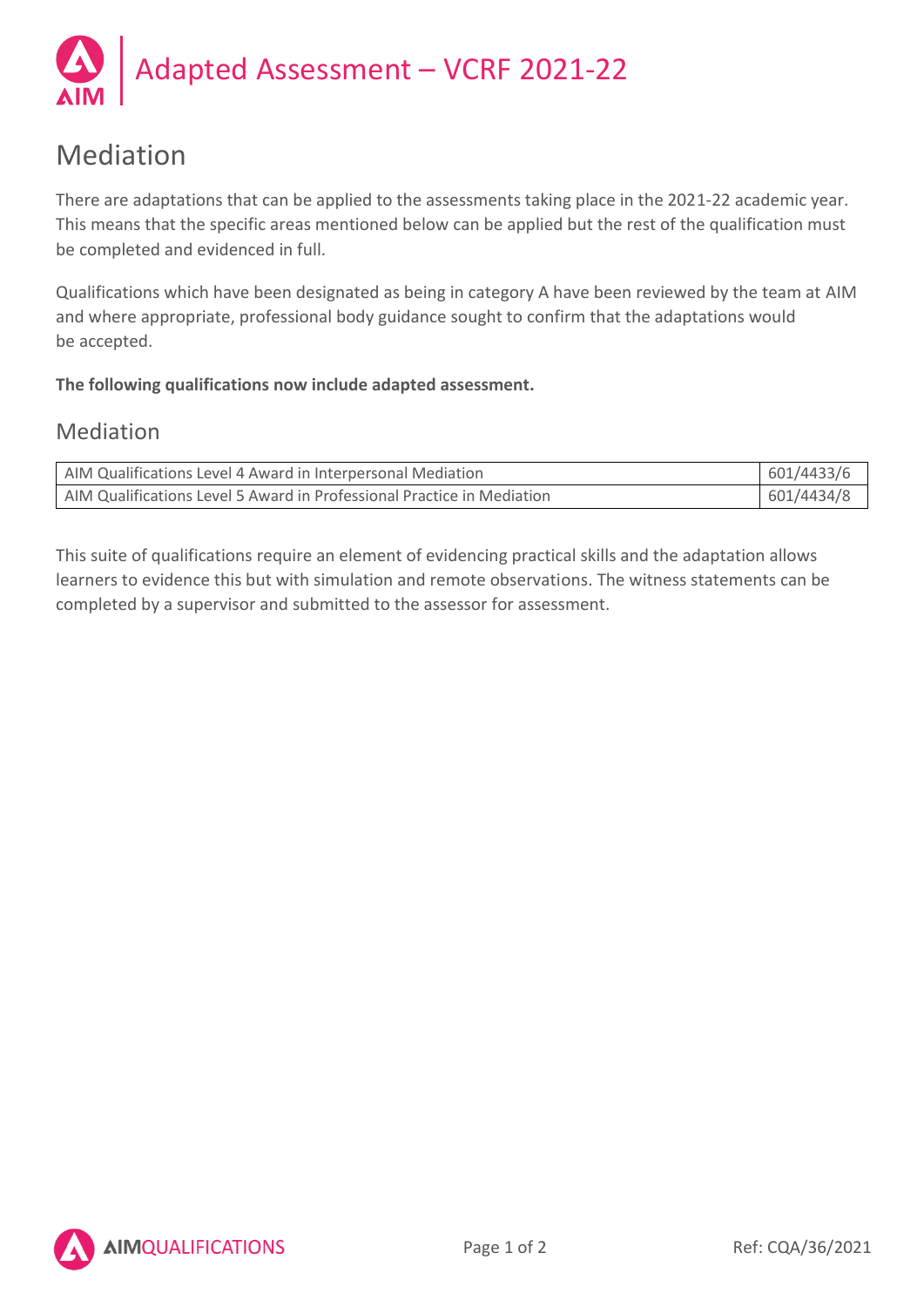# Adapted Assessment – VCRF 2021-22

## Mediation

There are adaptations that can be applied to the assessments taking place in the 2021-22 academic year. This means that the specific areas mentioned below can be applied but the rest of the qualification must be completed and evidenced in full.

Qualifications which have been designated as being in category A have been reviewed by the team at AIM and where appropriate, professional body guidance sought to confirm that the adaptations would be accepted.

**The following qualifications now include adapted assessment.**

### Mediation

| | |
|---|---|
| AIM Qualifications Level 4 Award in Interpersonal Mediation | 601/4433/6 |
| AIM Qualifications Level 5 Award in Professional Practice in Mediation | 601/4434/8 |

This suite of qualifications require an element of evidencing practical skills and the adaptation allows learners to evidence this but with simulation and remote observations. The witness statements can be completed by a supervisor and submitted to the assessor for assessment.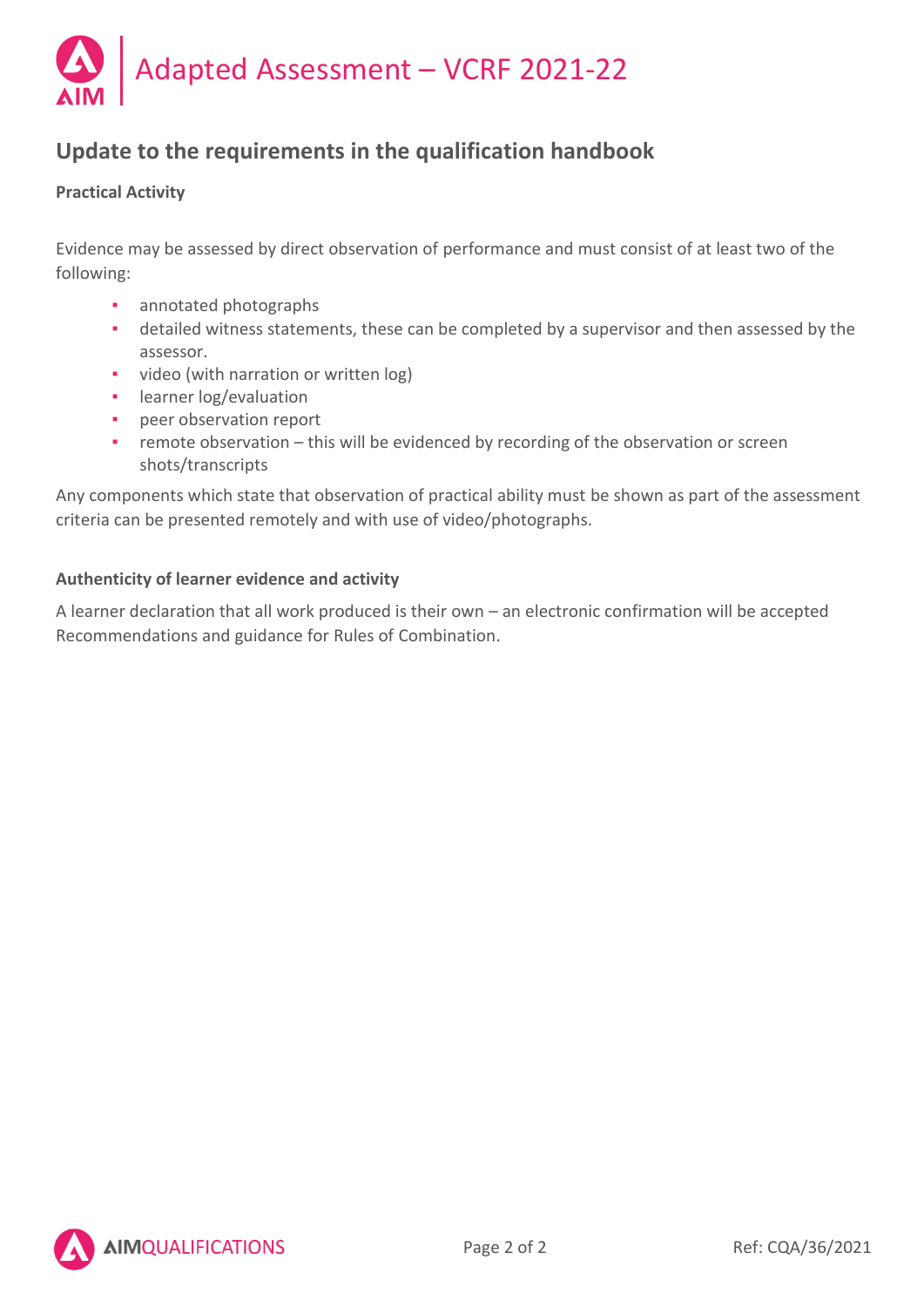# Adapted Assessment – VCRF 2021-22

## Update to the requirements in the qualification handbook

**Practical Activity**

Evidence may be assessed by direct observation of performance and must consist of at least two of the following:

- annotated photographs
- detailed witness statements, these can be completed by a supervisor and then assessed by the assessor.
- video (with narration or written log)
- learner log/evaluation
- peer observation report
- remote observation – this will be evidenced by recording of the observation or screen shots/transcripts

Any components which state that observation of practical ability must be shown as part of the assessment criteria can be presented remotely and with use of video/photographs.

**Authenticity of learner evidence and activity**

A learner declaration that all work produced is their own – an electronic confirmation will be accepted Recommendations and guidance for Rules of Combination.